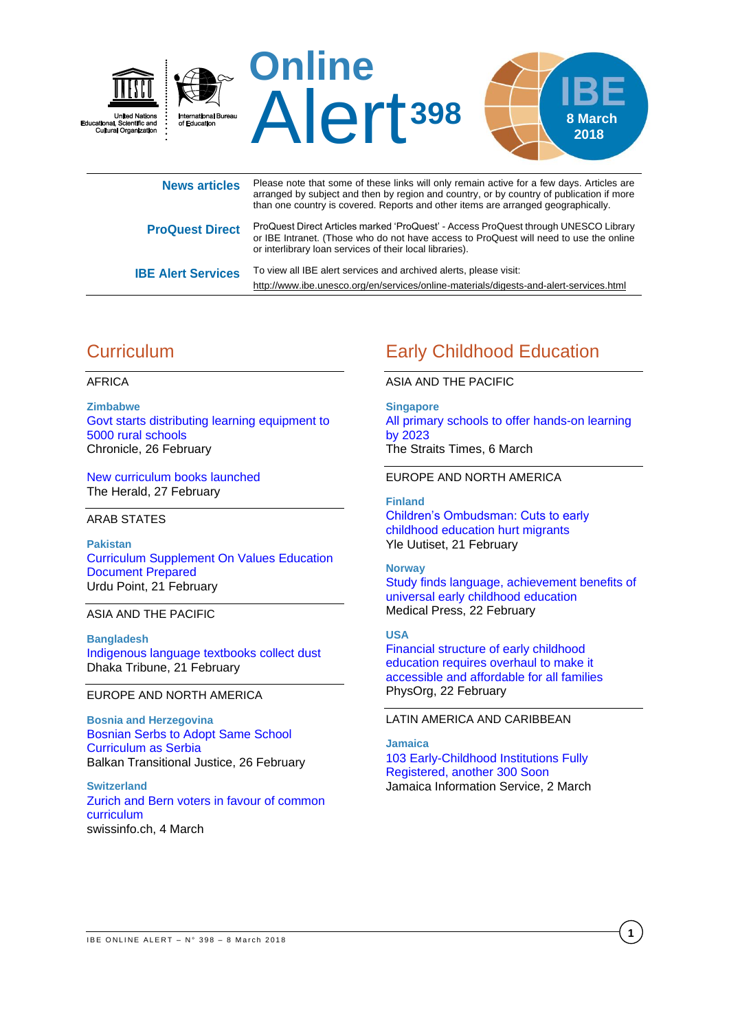# Online Alert 398

**IBE**
**8 March 2018**

| | |
|---|---|
| **News articles** | Please note that some of these links will only remain active for a few days. Articles are arranged by subject and then by region and country, or by country of publication if more than one country is covered. Reports and other items are arranged geographically. |
| **ProQuest Direct** | ProQuest Direct Articles marked 'ProQuest' - Access ProQuest through UNESCO Library or IBE Intranet. (Those who do not have access to ProQuest will need to use the online or interlibrary loan services of their local libraries). |
| **IBE Alert Services** | To view all IBE alert services and archived alerts, please visit: http://www.ibe.unesco.org/en/services/online-materials/digests-and-alert-services.html |

## Curriculum

### AFRICA

**Zimbabwe**
Govt starts distributing learning equipment to 5000 rural schools
Chronicle, 26 February

New curriculum books launched
The Herald, 27 February

### ARAB STATES

**Pakistan**
Curriculum Supplement On Values Education Document Prepared
Urdu Point, 21 February

### ASIA AND THE PACIFIC

**Bangladesh**
Indigenous language textbooks collect dust
Dhaka Tribune, 21 February

### EUROPE AND NORTH AMERICA

**Bosnia and Herzegovina**
Bosnian Serbs to Adopt Same School Curriculum as Serbia
Balkan Transitional Justice, 26 February

**Switzerland**
Zurich and Bern voters in favour of common curriculum
swissinfo.ch, 4 March

## Early Childhood Education

### ASIA AND THE PACIFIC

**Singapore**
All primary schools to offer hands-on learning by 2023
The Straits Times, 6 March

### EUROPE AND NORTH AMERICA

**Finland**
Children's Ombudsman: Cuts to early childhood education hurt migrants
Yle Uutiset, 21 February

**Norway**
Study finds language, achievement benefits of universal early childhood education
Medical Press, 22 February

**USA**
Financial structure of early childhood education requires overhaul to make it accessible and affordable for all families
PhysOrg, 22 February

### LATIN AMERICA AND CARIBBEAN

**Jamaica**
103 Early-Childhood Institutions Fully Registered, another 300 Soon
Jamaica Information Service, 2 March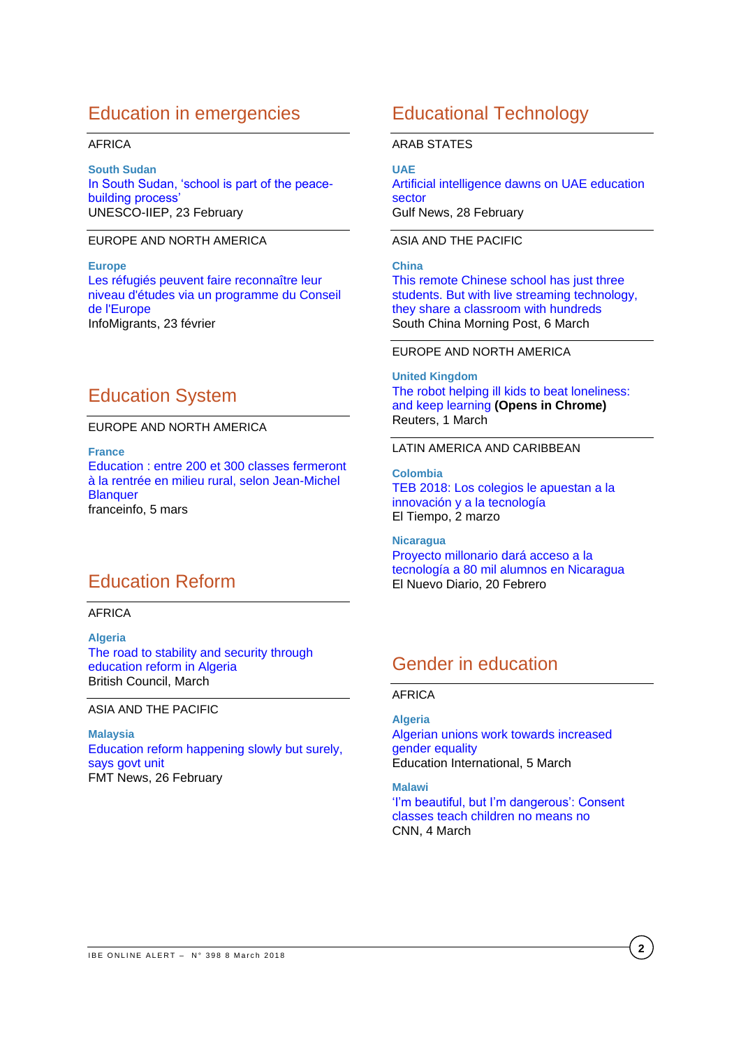## Education in emergencies

AFRICA

**South Sudan**
In South Sudan, 'school is part of the peace-building process'
UNESCO-IIEP, 23 February

EUROPE AND NORTH AMERICA

**Europe**
Les réfugiés peuvent faire reconnaître leur niveau d'études via un programme du Conseil de l'Europe
InfoMigrants, 23 février

## Education System

EUROPE AND NORTH AMERICA

**France**
Education : entre 200 et 300 classes fermeront à la rentrée en milieu rural, selon Jean-Michel Blanquer
franceinfo, 5 mars

## Education Reform

AFRICA

**Algeria**
The road to stability and security through education reform in Algeria
British Council, March

ASIA AND THE PACIFIC

**Malaysia**
Education reform happening slowly but surely, says govt unit
FMT News, 26 February

## Educational Technology

ARAB STATES

**UAE**
Artificial intelligence dawns on UAE education sector
Gulf News, 28 February

ASIA AND THE PACIFIC

**China**
This remote Chinese school has just three students. But with live streaming technology, they share a classroom with hundreds
South China Morning Post, 6 March

EUROPE AND NORTH AMERICA

**United Kingdom**
The robot helping ill kids to beat loneliness: and keep learning **(Opens in Chrome)**
Reuters, 1 March

LATIN AMERICA AND CARIBBEAN

**Colombia**
TEB 2018: Los colegios le apuestan a la innovación y a la tecnología
El Tiempo, 2 marzo

**Nicaragua**
Proyecto millonario dará acceso a la tecnología a 80 mil alumnos en Nicaragua
El Nuevo Diario, 20 Febrero

## Gender in education

AFRICA

**Algeria**
Algerian unions work towards increased gender equality
Education International, 5 March

**Malawi**
'I'm beautiful, but I'm dangerous': Consent classes teach children no means no
CNN, 4 March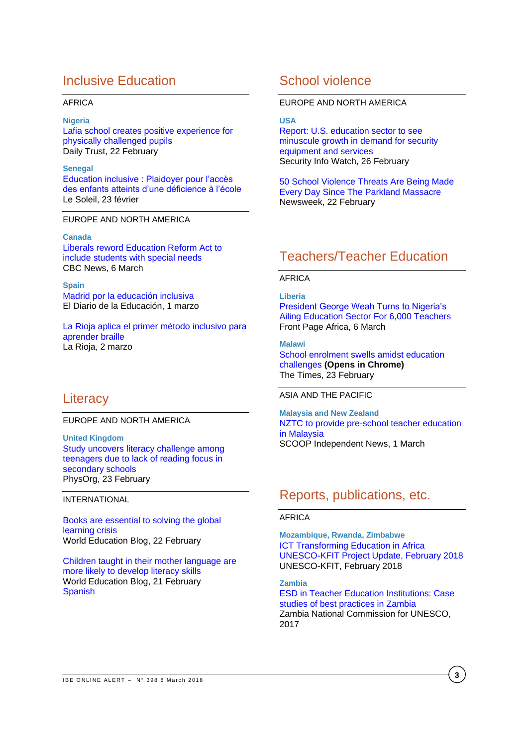## Inclusive Education

AFRICA

**Nigeria**
Lafia school creates positive experience for physically challenged pupils
Daily Trust, 22 February

**Senegal**
Education inclusive : Plaidoyer pour l'accès des enfants atteints d'une déficience à l'école
Le Soleil, 23 février

EUROPE AND NORTH AMERICA

**Canada**
Liberals reward Education Reform Act to include students with special needs
CBC News, 6 March

**Spain**
Madrid por la educación inclusiva
El Diario de la Educación, 1 marzo

La Rioja aplica el primer método inclusivo para aprender braille
La Rioja, 2 marzo

## Literacy

EUROPE AND NORTH AMERICA

**United Kingdom**
Study uncovers literacy challenge among teenagers due to lack of reading focus in secondary schools
PhysOrg, 23 February

INTERNATIONAL

Books are essential to solving the global learning crisis
World Education Blog, 22 February

Children taught in their mother language are more likely to develop literacy skills
World Education Blog, 21 February
Spanish

## School violence

EUROPE AND NORTH AMERICA

**USA**
Report: U.S. education sector to see minuscule growth in demand for security equipment and services
Security Info Watch, 26 February

50 School Violence Threats Are Being Made Every Day Since The Parkland Massacre
Newsweek, 22 February

## Teachers/Teacher Education

AFRICA

**Liberia**
President George Weah Turns to Nigeria's Ailing Education Sector For 6,000 Teachers
Front Page Africa, 6 March

**Malawi**
School enrolment swells amidst education challenges **(Opens in Chrome)**
The Times, 23 February

ASIA AND THE PACIFIC

**Malaysia and New Zealand**
NZTC to provide pre-school teacher education in Malaysia
SCOOP Independent News, 1 March

## Reports, publications, etc.

AFRICA

**Mozambique, Rwanda, Zimbabwe**
ICT Transforming Education in Africa UNESCO-KFIT Project Update, February 2018
UNESCO-KFIT, February 2018

**Zambia**
ESD in Teacher Education Institutions: Case studies of best practices in Zambia
Zambia National Commission for UNESCO, 2017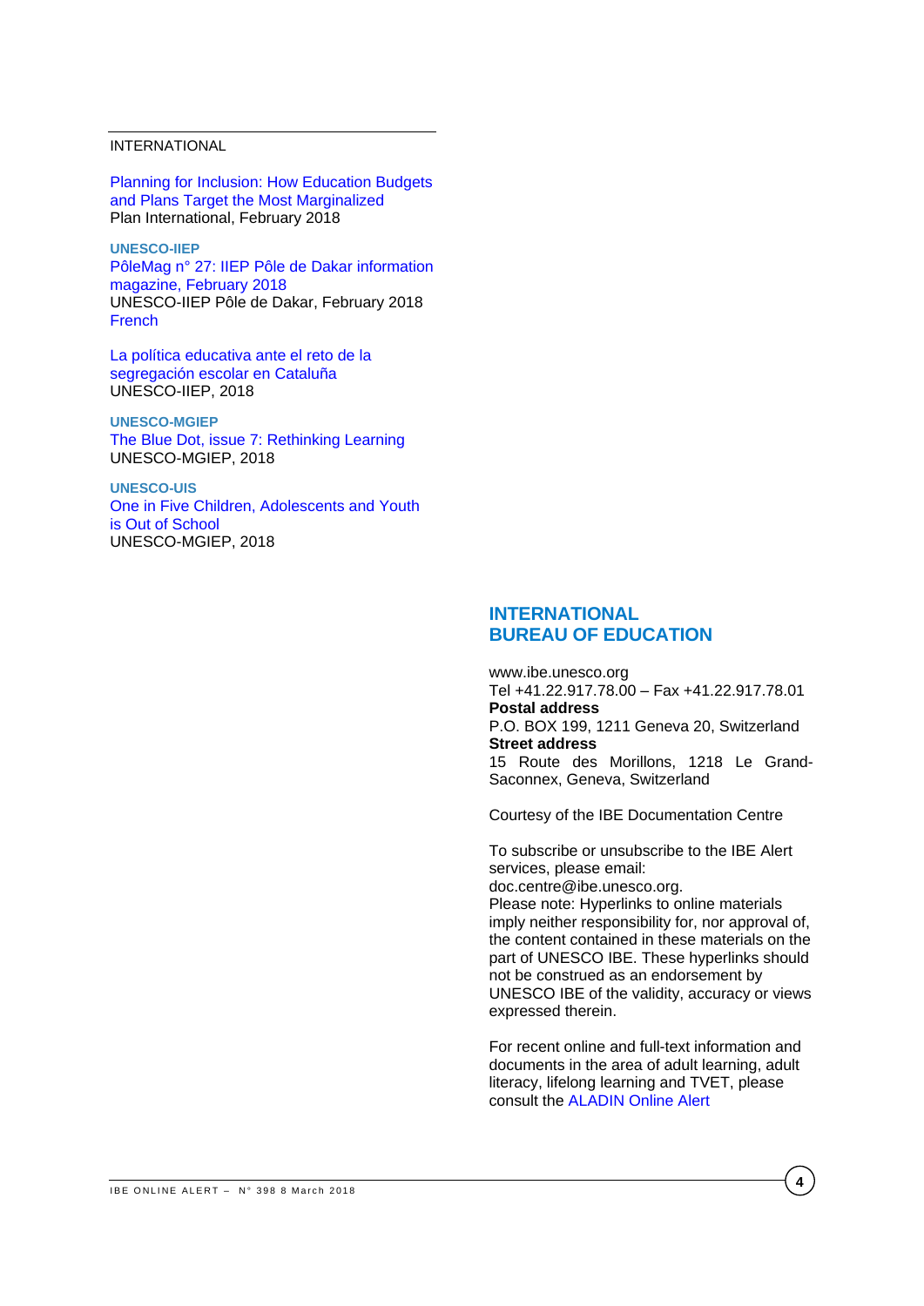INTERNATIONAL

Planning for Inclusion: How Education Budgets and Plans Target the Most Marginalized
Plan International, February 2018

**UNESCO-IIEP**
PôleMag n° 27: IIEP Pôle de Dakar information magazine, February 2018
UNESCO-IIEP Pôle de Dakar, February 2018
French

La política educativa ante el reto de la segregación escolar en Cataluña
UNESCO-IIEP, 2018

**UNESCO-MGIEP**
The Blue Dot, issue 7: Rethinking Learning
UNESCO-MGIEP, 2018

**UNESCO-UIS**
One in Five Children, Adolescents and Youth is Out of School
UNESCO-MGIEP, 2018

## INTERNATIONAL BUREAU OF EDUCATION

www.ibe.unesco.org
Tel +41.22.917.78.00 – Fax +41.22.917.78.01
**Postal address**
P.O. BOX 199, 1211 Geneva 20, Switzerland
**Street address**
15 Route des Morillons, 1218 Le Grand-Saconnex, Geneva, Switzerland

Courtesy of the IBE Documentation Centre

To subscribe or unsubscribe to the IBE Alert services, please email:
doc.centre@ibe.unesco.org.
Please note: Hyperlinks to online materials imply neither responsibility for, nor approval of, the content contained in these materials on the part of UNESCO IBE. These hyperlinks should not be construed as an endorsement by UNESCO IBE of the validity, accuracy or views expressed therein.

For recent online and full-text information and documents in the area of adult learning, adult literacy, lifelong learning and TVET, please consult the ALADIN Online Alert